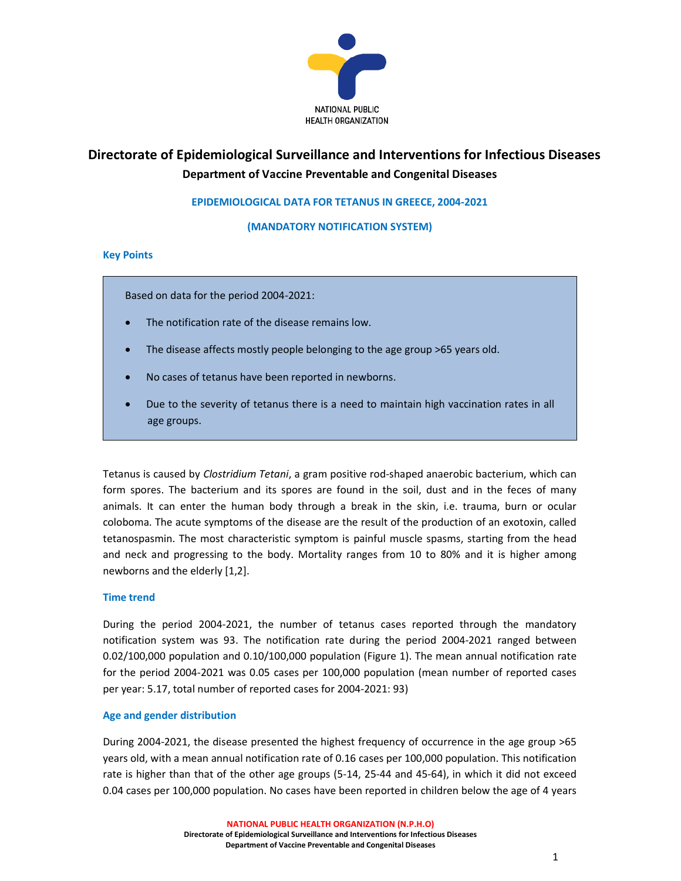NATIONAL PUBLIC HEALTH ORGANIZATION

# Directorate of Epidemiological Surveillance and Interventions for Infectious Diseases

## Department of Vaccine Preventable and Congenital Diseases

### EPIDEMIOLOGICAL DATA FOR TETANUS IN GREECE, 2004-2021

### (MANDATORY NOTIFICATION SYSTEM)

### Key Points

Based on data for the period 2004-2021:

- The notification rate of the disease remains low.
- The disease affects mostly people belonging to the age group >65 years old.
- No cases of tetanus have been reported in newborns.
- Due to the severity of tetanus there is a need to maintain high vaccination rates in all age groups.

Tetanus is caused by *Clostridium Tetani*, a gram positive rod-shaped anaerobic bacterium, which can form spores. The bacterium and its spores are found in the soil, dust and in the feces of many animals. It can enter the human body through a break in the skin, i.e. trauma, burn or ocular coloboma. The acute symptoms of the disease are the result of the production of an exotoxin, called tetanospasmin. The most characteristic symptom is painful muscle spasms, starting from the head and neck and progressing to the body. Mortality ranges from 10 to 80% and it is higher among newborns and the elderly [1,2].

### Time trend

During the period 2004-2021, the number of tetanus cases reported through the mandatory notification system was 93. The notification rate during the period 2004-2021 ranged between 0.02/100,000 population and 0.10/100,000 population (Figure 1). The mean annual notification rate for the period 2004-2021 was 0.05 cases per 100,000 population (mean number of reported cases per year: 5.17, total number of reported cases for 2004-2021: 93)

### Age and gender distribution

During 2004-2021, the disease presented the highest frequency of occurrence in the age group >65 years old, with a mean annual notification rate of 0.16 cases per 100,000 population. This notification rate is higher than that of the other age groups (5-14, 25-44 and 45-64), in which it did not exceed 0.04 cases per 100,000 population. No cases have been reported in children below the age of 4 years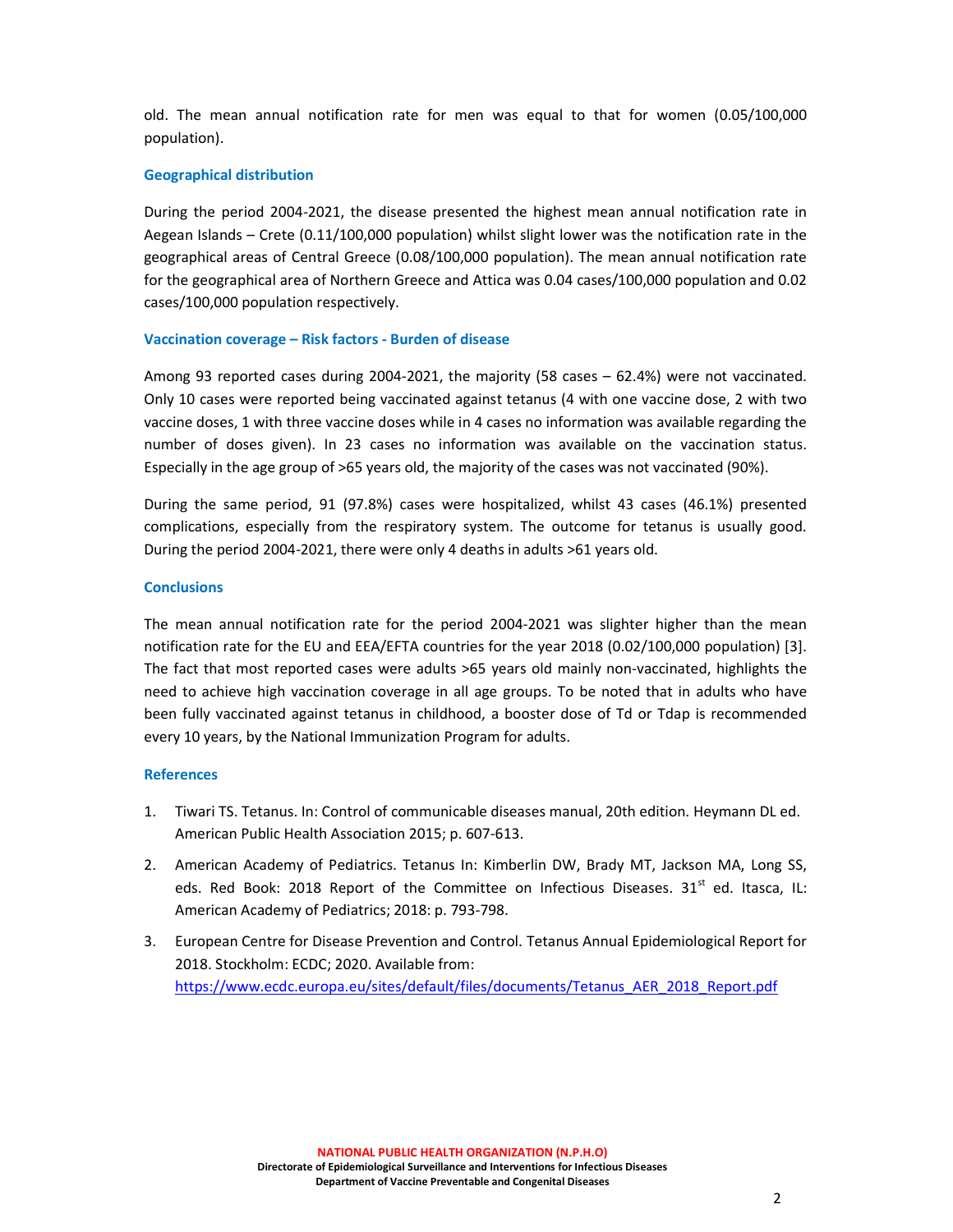old. The mean annual notification rate for men was equal to that for women (0.05/100,000 population).

### Geographical distribution

During the period 2004-2021, the disease presented the highest mean annual notification rate in Aegean Islands – Crete (0.11/100,000 population) whilst slight lower was the notification rate in the geographical areas of Central Greece (0.08/100,000 population). The mean annual notification rate for the geographical area of Northern Greece and Attica was 0.04 cases/100,000 population and 0.02 cases/100,000 population respectively.

### Vaccination coverage – Risk factors - Burden of disease

Among 93 reported cases during 2004-2021, the majority (58 cases – 62.4%) were not vaccinated. Only 10 cases were reported being vaccinated against tetanus (4 with one vaccine dose, 2 with two vaccine doses, 1 with three vaccine doses while in 4 cases no information was available regarding the number of doses given). In 23 cases no information was available on the vaccination status. Especially in the age group of >65 years old, the majority of the cases was not vaccinated (90%).

During the same period, 91 (97.8%) cases were hospitalized, whilst 43 cases (46.1%) presented complications, especially from the respiratory system. The outcome for tetanus is usually good. During the period 2004-2021, there were only 4 deaths in adults >61 years old.

### Conclusions

The mean annual notification rate for the period 2004-2021 was slighter higher than the mean notification rate for the EU and EEA/EFTA countries for the year 2018 (0.02/100,000 population) [3]. The fact that most reported cases were adults >65 years old mainly non-vaccinated, highlights the need to achieve high vaccination coverage in all age groups. To be noted that in adults who have been fully vaccinated against tetanus in childhood, a booster dose of Td or Tdap is recommended every 10 years, by the National Immunization Program for adults.

### References

1. Tiwari TS. Tetanus. In: Control of communicable diseases manual, 20th edition. Heymann DL ed. American Public Health Association 2015; p. 607-613.
2. American Academy of Pediatrics. Tetanus In: Kimberlin DW, Brady MT, Jackson MA, Long SS, eds. Red Book: 2018 Report of the Committee on Infectious Diseases. 31st ed. Itasca, IL: American Academy of Pediatrics; 2018: p. 793-798.
3. European Centre for Disease Prevention and Control. Tetanus Annual Epidemiological Report for 2018. Stockholm: ECDC; 2020. Available from: https://www.ecdc.europa.eu/sites/default/files/documents/Tetanus_AER_2018_Report.pdf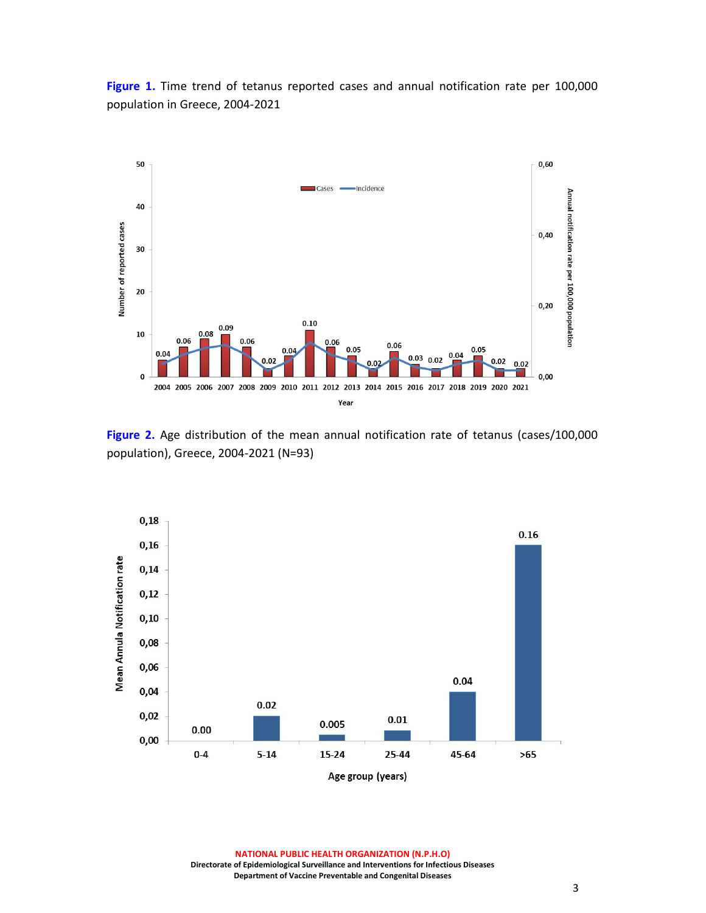**Figure 1.** Time trend of tetanus reported cases and annual notification rate per 100,000 population in Greece, 2004-2021

Cases
Incidence

Number of reported cases
50
40
30
20
10
0

Annual notification rate per 100,000 population
0,60
0,40
0,20
0,00

0.04
0.06
0.08
0.09
0.06
0.02
0.04
0.10
0.06
0.05
0.02
0.06
0.03
0.02
0.04
0.05
0.02
0.02

2004 2005 2006 2007 2008 2009 2010 2011 2012 2013 2014 2015 2016 2017 2018 2019 2020 2021

Year

**Figure 2.** Age distribution of the mean annual notification rate of tetanus (cases/100,000 population), Greece, 2004-2021 (N=93)

Mean Annula Notification rate
0,18
0,16
0,14
0,12
0,10
0,08
0,06
0,04
0,02
0,00

0.00
0.02
0.005
0.01
0.04
0.16

0-4
5-14
15-24
25-44
45-64
>65

Age group (years)

NATIONAL PUBLIC HEALTH ORGANIZATION (N.P.H.O)
Directorate of Epidemiological Surveillance and Interventions for Infectious Diseases
Department of Vaccine Preventable and Congenital Diseases